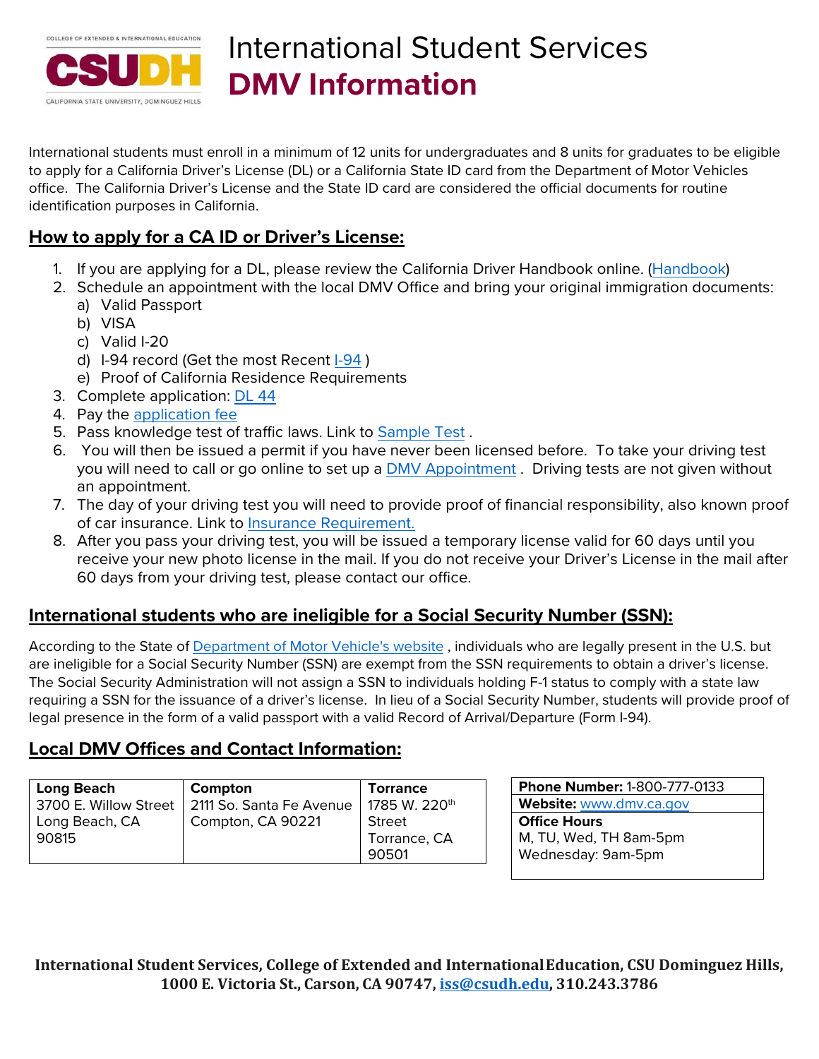COLLEGE OF EXTENDED & INTERNATIONAL EDUCATION

CSUDH

CALIFORNIA STATE UNIVERSITY, DOMINGUEZ HILLS

# International Student Services
# **DMV Information**

International students must enroll in a minimum of 12 units for undergraduates and 8 units for graduates to be eligible to apply for a California Driver's License (DL) or a California State ID card from the Department of Motor Vehicles office. The California Driver's License and the State ID card are considered the official documents for routine identification purposes in California.

## How to apply for a CA ID or Driver's License:

1. If you are applying for a DL, please review the California Driver Handbook online. (Handbook)
2. Schedule an appointment with the local DMV Office and bring your original immigration documents:
   a) Valid Passport
   b) VISA
   c) Valid I-20
   d) I-94 record (Get the most Recent I-94 )
   e) Proof of California Residence Requirements
3. Complete application: DL 44
4. Pay the application fee
5. Pass knowledge test of traffic laws. Link to Sample Test .
6. You will then be issued a permit if you have never been licensed before. To take your driving test you will need to call or go online to set up a DMV Appointment . Driving tests are not given without an appointment.
7. The day of your driving test you will need to provide proof of financial responsibility, also known proof of car insurance. Link to Insurance Requirement.
8. After you pass your driving test, you will be issued a temporary license valid for 60 days until you receive your new photo license in the mail. If you do not receive your Driver's License in the mail after 60 days from your driving test, please contact our office.

## International students who are ineligible for a Social Security Number (SSN):

According to the State of Department of Motor Vehicle's website , individuals who are legally present in the U.S. but are ineligible for a Social Security Number (SSN) are exempt from the SSN requirements to obtain a driver's license. The Social Security Administration will not assign a SSN to individuals holding F-1 status to comply with a state law requiring a SSN for the issuance of a driver's license. In lieu of a Social Security Number, students will provide proof of legal presence in the form of a valid passport with a valid Record of Arrival/Departure (Form I-94).

## Local DMV Offices and Contact Information:

| **Long Beach** | **Compton** | **Torrance** |
|---|---|---|
| 3700 E. Willow Street<br>Long Beach, CA 90815 | 2111 So. Santa Fe Avenue<br>Compton, CA 90221 | 1785 W. 220th Street<br>Torrance, CA 90501 |

| **Phone Number:** 1-800-777-0133 |
|---|
| **Website:** www.dmv.ca.gov |
| **Office Hours**<br>M, TU, Wed, TH 8am-5pm<br>Wednesday: 9am-5pm |

**International Student Services, College of Extended and International Education, CSU Dominguez Hills, 1000 E. Victoria St., Carson, CA 90747, iss@csudh.edu, 310.243.3786**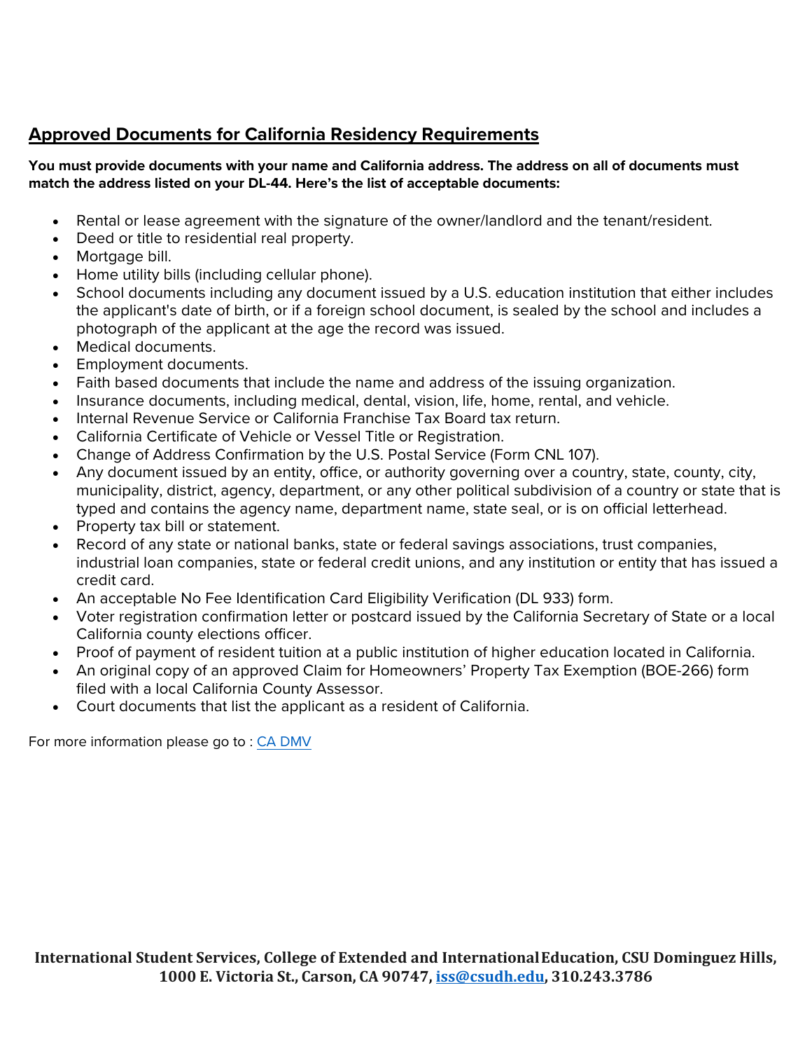## Approved Documents for California Residency Requirements

**You must provide documents with your name and California address. The address on all of documents must match the address listed on your DL-44. Here's the list of acceptable documents:**

- Rental or lease agreement with the signature of the owner/landlord and the tenant/resident.
- Deed or title to residential real property.
- Mortgage bill.
- Home utility bills (including cellular phone).
- School documents including any document issued by a U.S. education institution that either includes the applicant's date of birth, or if a foreign school document, is sealed by the school and includes a photograph of the applicant at the age the record was issued.
- Medical documents.
- Employment documents.
- Faith based documents that include the name and address of the issuing organization.
- Insurance documents, including medical, dental, vision, life, home, rental, and vehicle.
- Internal Revenue Service or California Franchise Tax Board tax return.
- California Certificate of Vehicle or Vessel Title or Registration.
- Change of Address Confirmation by the U.S. Postal Service (Form CNL 107).
- Any document issued by an entity, office, or authority governing over a country, state, county, city, municipality, district, agency, department, or any other political subdivision of a country or state that is typed and contains the agency name, department name, state seal, or is on official letterhead.
- Property tax bill or statement.
- Record of any state or national banks, state or federal savings associations, trust companies, industrial loan companies, state or federal credit unions, and any institution or entity that has issued a credit card.
- An acceptable No Fee Identification Card Eligibility Verification (DL 933) form.
- Voter registration confirmation letter or postcard issued by the California Secretary of State or a local California county elections officer.
- Proof of payment of resident tuition at a public institution of higher education located in California.
- An original copy of an approved Claim for Homeowners' Property Tax Exemption (BOE-266) form filed with a local California County Assessor.
- Court documents that list the applicant as a resident of California.

For more information please go to : CA DMV

**International Student Services, College of Extended and International Education, CSU Dominguez Hills, 1000 E. Victoria St., Carson, CA 90747, iss@csudh.edu, 310.243.3786**